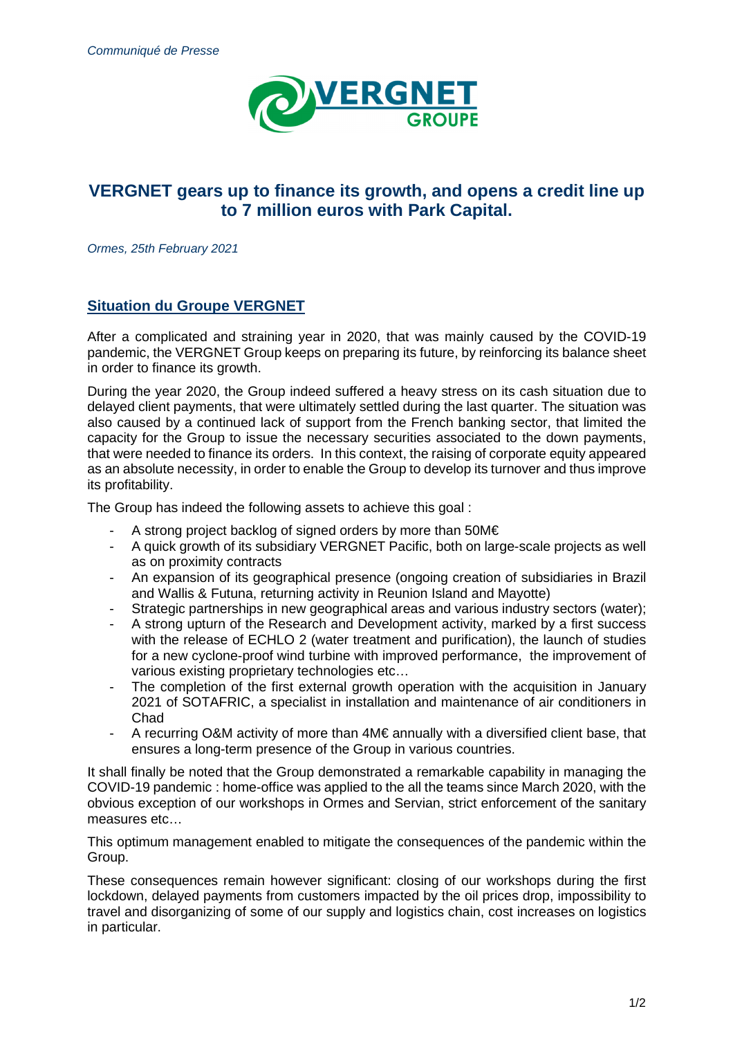*Communiqué de Presse*

# VERGNET gears up to finance its growth, and opens a credit line up to 7 million euros with Park Capital.

*Ormes, 25th February 2021*

## Situation du Groupe VERGNET

After a complicated and straining year in 2020, that was mainly caused by the COVID-19 pandemic, the VERGNET Group keeps on preparing its future, by reinforcing its balance sheet in order to finance its growth.

During the year 2020, the Group indeed suffered a heavy stress on its cash situation due to delayed client payments, that were ultimately settled during the last quarter. The situation was also caused by a continued lack of support from the French banking sector, that limited the capacity for the Group to issue the necessary securities associated to the down payments, that were needed to finance its orders. In this context, the raising of corporate equity appeared as an absolute necessity, in order to enable the Group to develop its turnover and thus improve its profitability.

The Group has indeed the following assets to achieve this goal :

- A strong project backlog of signed orders by more than 50M€
- A quick growth of its subsidiary VERGNET Pacific, both on large-scale projects as well as on proximity contracts
- An expansion of its geographical presence (ongoing creation of subsidiaries in Brazil and Wallis & Futuna, returning activity in Reunion Island and Mayotte)
- Strategic partnerships in new geographical areas and various industry sectors (water);
- A strong upturn of the Research and Development activity, marked by a first success with the release of ECHLO 2 (water treatment and purification), the launch of studies for a new cyclone-proof wind turbine with improved performance, the improvement of various existing proprietary technologies etc…
- The completion of the first external growth operation with the acquisition in January 2021 of SOTAFRIC, a specialist in installation and maintenance of air conditioners in Chad
- A recurring O&M activity of more than 4M€ annually with a diversified client base, that ensures a long-term presence of the Group in various countries.

It shall finally be noted that the Group demonstrated a remarkable capability in managing the COVID-19 pandemic : home-office was applied to the all the teams since March 2020, with the obvious exception of our workshops in Ormes and Servian, strict enforcement of the sanitary measures etc…

This optimum management enabled to mitigate the consequences of the pandemic within the Group.

These consequences remain however significant: closing of our workshops during the first lockdown, delayed payments from customers impacted by the oil prices drop, impossibility to travel and disorganizing of some of our supply and logistics chain, cost increases on logistics in particular.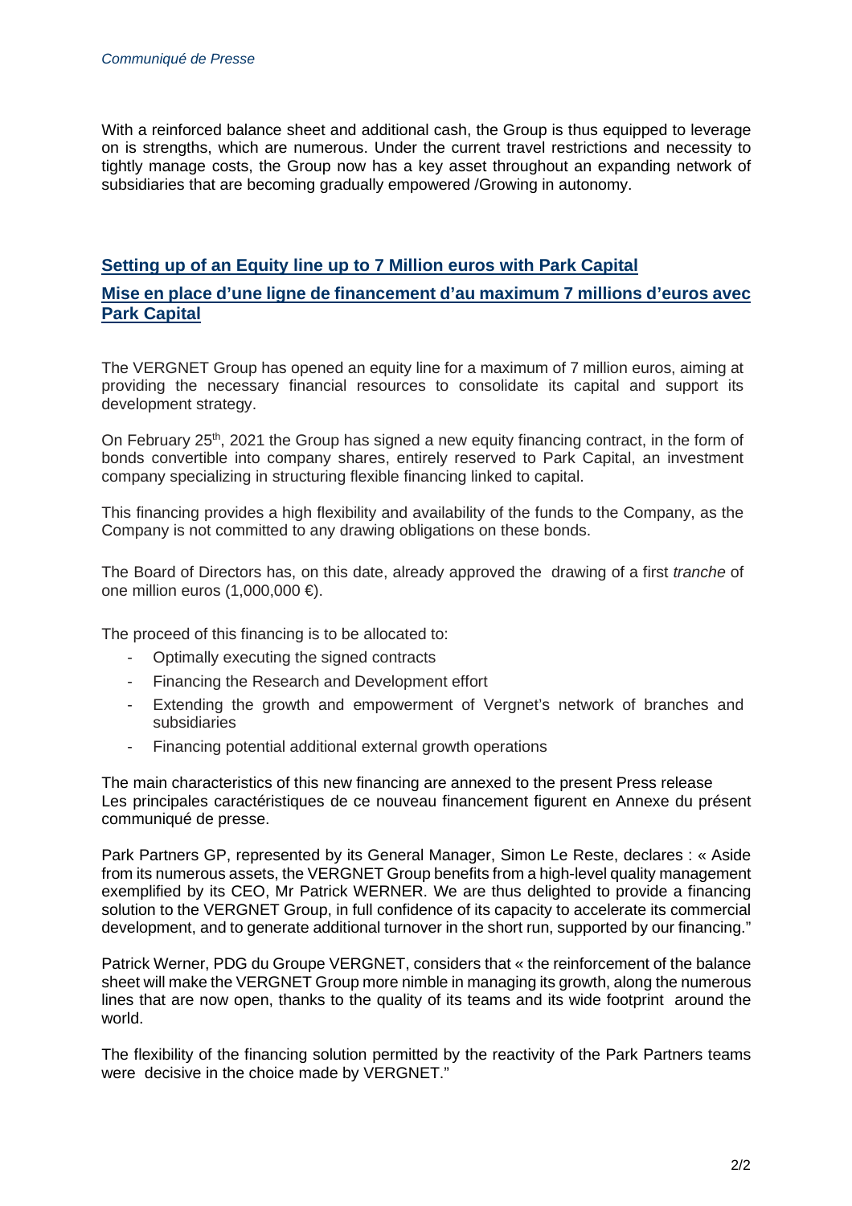With a reinforced balance sheet and additional cash, the Group is thus equipped to leverage on is strengths, which are numerous. Under the current travel restrictions and necessity to tightly manage costs, the Group now has a key asset throughout an expanding network of subsidiaries that are becoming gradually empowered /Growing in autonomy.

## Setting up of an Equity line up to 7 Million euros with Park Capital

## Mise en place d'une ligne de financement d'au maximum 7 millions d'euros avec Park Capital

The VERGNET Group has opened an equity line for a maximum of 7 million euros, aiming at providing the necessary financial resources to consolidate its capital and support its development strategy.

On February 25th, 2021 the Group has signed a new equity financing contract, in the form of bonds convertible into company shares, entirely reserved to Park Capital, an investment company specializing in structuring flexible financing linked to capital.

This financing provides a high flexibility and availability of the funds to the Company, as the Company is not committed to any drawing obligations on these bonds.

The Board of Directors has, on this date, already approved the drawing of a first *tranche* of one million euros (1,000,000 €).

The proceed of this financing is to be allocated to:

- Optimally executing the signed contracts
- Financing the Research and Development effort
- Extending the growth and empowerment of Vergnet's network of branches and subsidiaries
- Financing potential additional external growth operations

The main characteristics of this new financing are annexed to the present Press release
Les principales caractéristiques de ce nouveau financement figurent en Annexe du présent communiqué de presse.

Park Partners GP, represented by its General Manager, Simon Le Reste, declares : « Aside from its numerous assets, the VERGNET Group benefits from a high-level quality management exemplified by its CEO, Mr Patrick WERNER. We are thus delighted to provide a financing solution to the VERGNET Group, in full confidence of its capacity to accelerate its commercial development, and to generate additional turnover in the short run, supported by our financing."

Patrick Werner, PDG du Groupe VERGNET, considers that « the reinforcement of the balance sheet will make the VERGNET Group more nimble in managing its growth, along the numerous lines that are now open, thanks to the quality of its teams and its wide footprint around the world.

The flexibility of the financing solution permitted by the reactivity of the Park Partners teams were decisive in the choice made by VERGNET."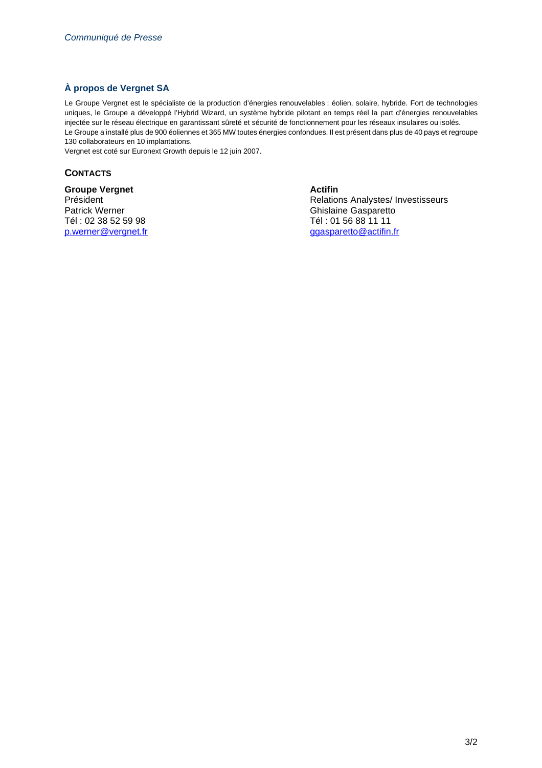### À propos de Vergnet SA

Le Groupe Vergnet est le spécialiste de la production d'énergies renouvelables : éolien, solaire, hybride. Fort de technologies uniques, le Groupe a développé l'Hybrid Wizard, un système hybride pilotant en temps réel la part d'énergies renouvelables injectée sur le réseau électrique en garantissant sûreté et sécurité de fonctionnement pour les réseaux insulaires ou isolés.
Le Groupe a installé plus de 900 éoliennes et 365 MW toutes énergies confondues. Il est présent dans plus de 40 pays et regroupe 130 collaborateurs en 10 implantations.
Vergnet est coté sur Euronext Growth depuis le 12 juin 2007.

### CONTACTS

**Groupe Vergnet**
Président
Patrick Werner
Tél : 02 38 52 59 98
p.werner@vergnet.fr

**Actifin**
Relations Analystes/ Investisseurs
Ghislaine Gasparetto
Tél : 01 56 88 11 11
ggasparetto@actifin.fr